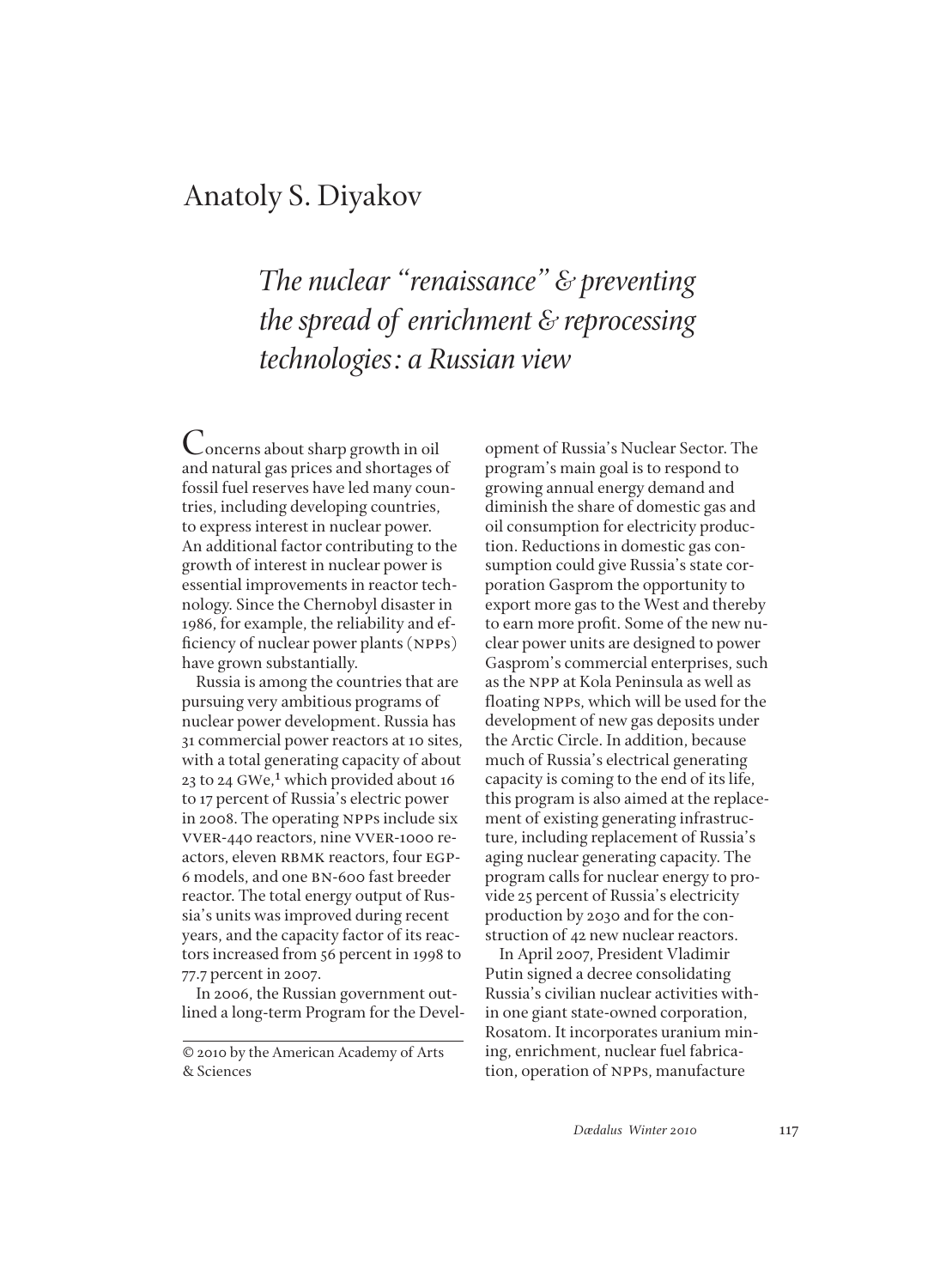# Anatoly S. Diyakov

## *The nuclear "renaissance" & preventing the spread of enrichment & reprocessing technologies: a Russian view*

Concerns about sharp growth in oil and natural gas prices and shortages of fossil fuel reserves have led many countries, including developing countries, to express interest in nuclear power. An additional factor contributing to the growth of interest in nuclear power is essential improvements in reactor technology. Since the Chernobyl disaster in 1986, for example, the reliability and efficiency of nuclear power plants (NPPs) have grown substantially.

Russia is among the countries that are pursuing very ambitious programs of nuclear power development. Russia has 31 commercial power reactors at 10 sites, with a total generating capacity of about 23 to 24 GWe,[1] which provided about 16 to 17 percent of Russia's electric power in 2008. The operating NPPs include six VVER-440 reactors, nine VVER-1000 reactors, eleven RBMK reactors, four EGP-6 models, and one BN-600 fast breeder reactor. The total energy output of Russia's units was improved during recent years, and the capacity factor of its reactors increased from 56 percent in 1998 to 77.7 percent in 2007.

In 2006, the Russian government outlined a long-term Program for the Development of Russia's Nuclear Sector. The program's main goal is to respond to growing annual energy demand and diminish the share of domestic gas and oil consumption for electricity production. Reductions in domestic gas consumption could give Russia's state corporation Gasprom the opportunity to export more gas to the West and thereby to earn more profit. Some of the new nuclear power units are designed to power Gasprom's commercial enterprises, such as the NPP at Kola Peninsula as well as floating NPPs, which will be used for the development of new gas deposits under the Arctic Circle. In addition, because much of Russia's electrical generating capacity is coming to the end of its life, this program is also aimed at the replacement of existing generating infrastructure, including replacement of Russia's aging nuclear generating capacity. The program calls for nuclear energy to provide 25 percent of Russia's electricity production by 2030 and for the construction of 42 new nuclear reactors.

In April 2007, President Vladimir Putin signed a decree consolidating Russia's civilian nuclear activities within one giant state-owned corporation, Rosatom. It incorporates uranium mining, enrichment, nuclear fuel fabrication, operation of NPPs, manufacture

© 2010 by the American Academy of Arts & Sciences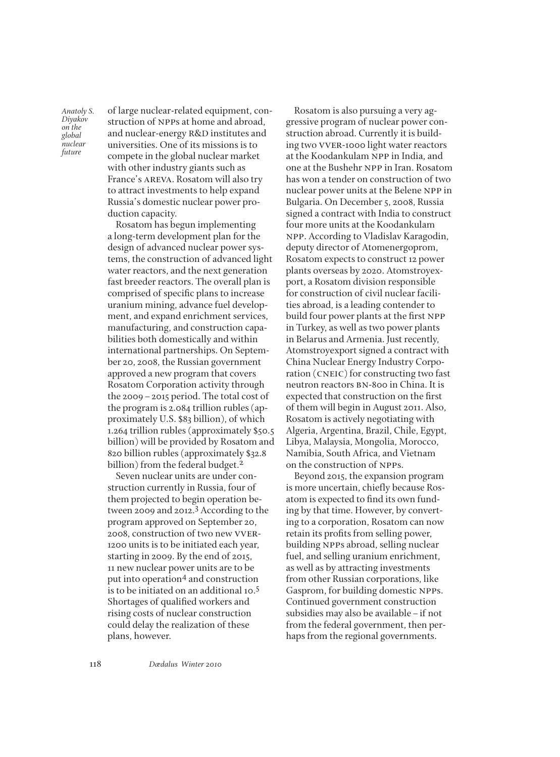of large nuclear-related equipment, construction of NPPs at home and abroad, and nuclear-energy R&D institutes and universities. One of its missions is to compete in the global nuclear market with other industry giants such as France's AREVA. Rosatom will also try to attract investments to help expand Russia's domestic nuclear power production capacity.

Rosatom has begun implementing a long-term development plan for the design of advanced nuclear power systems, the construction of advanced light water reactors, and the next generation fast breeder reactors. The overall plan is comprised of specific plans to increase uranium mining, advance fuel development, and expand enrichment services, manufacturing, and construction capabilities both domestically and within international partnerships. On September 20, 2008, the Russian government approved a new program that covers Rosatom Corporation activity through the 2009 – 2015 period. The total cost of the program is 2.084 trillion rubles (approximately U.S. $83 billion), of which 1.264 trillion rubles (approximately $50.5 billion) will be provided by Rosatom and 820 billion rubles (approximately $32.8 billion) from the federal budget.[2]

Seven nuclear units are under construction currently in Russia, four of them projected to begin operation between 2009 and 2012.[3] According to the program approved on September 20, 2008, construction of two new VVER-1200 units is to be initiated each year, starting in 2009. By the end of 2015, 11 new nuclear power units are to be put into operation[4] and construction is to be initiated on an additional 10.[5] Shortages of qualified workers and rising costs of nuclear construction could delay the realization of these plans, however.

Rosatom is also pursuing a very aggressive program of nuclear power construction abroad. Currently it is building two VVER-1000 light water reactors at the Koodankulam NPP in India, and one at the Bushehr NPP in Iran. Rosatom has won a tender on construction of two nuclear power units at the Belene NPP in Bulgaria. On December 5, 2008, Russia signed a contract with India to construct four more units at the Koodankulam NPP. According to Vladislav Karagodin, deputy director of Atomenergoprom, Rosatom expects to construct 12 power plants overseas by 2020. Atomstroyexport, a Rosatom division responsible for construction of civil nuclear facilities abroad, is a leading contender to build four power plants at the first NPP in Turkey, as well as two power plants in Belarus and Armenia. Just recently, Atomstroyexport signed a contract with China Nuclear Energy Industry Corporation (CNEIC) for constructing two fast neutron reactors BN-800 in China. It is expected that construction on the first of them will begin in August 2011. Also, Rosatom is actively negotiating with Algeria, Argentina, Brazil, Chile, Egypt, Libya, Malaysia, Mongolia, Morocco, Namibia, South Africa, and Vietnam on the construction of NPPs.

Beyond 2015, the expansion program is more uncertain, chiefly because Rosatom is expected to find its own funding by that time. However, by converting to a corporation, Rosatom can now retain its profits from selling power, building NPPs abroad, selling nuclear fuel, and selling uranium enrichment, as well as by attracting investments from other Russian corporations, like Gasprom, for building domestic NPPs. Continued government construction subsidies may also be available – if not from the federal government, then perhaps from the regional governments.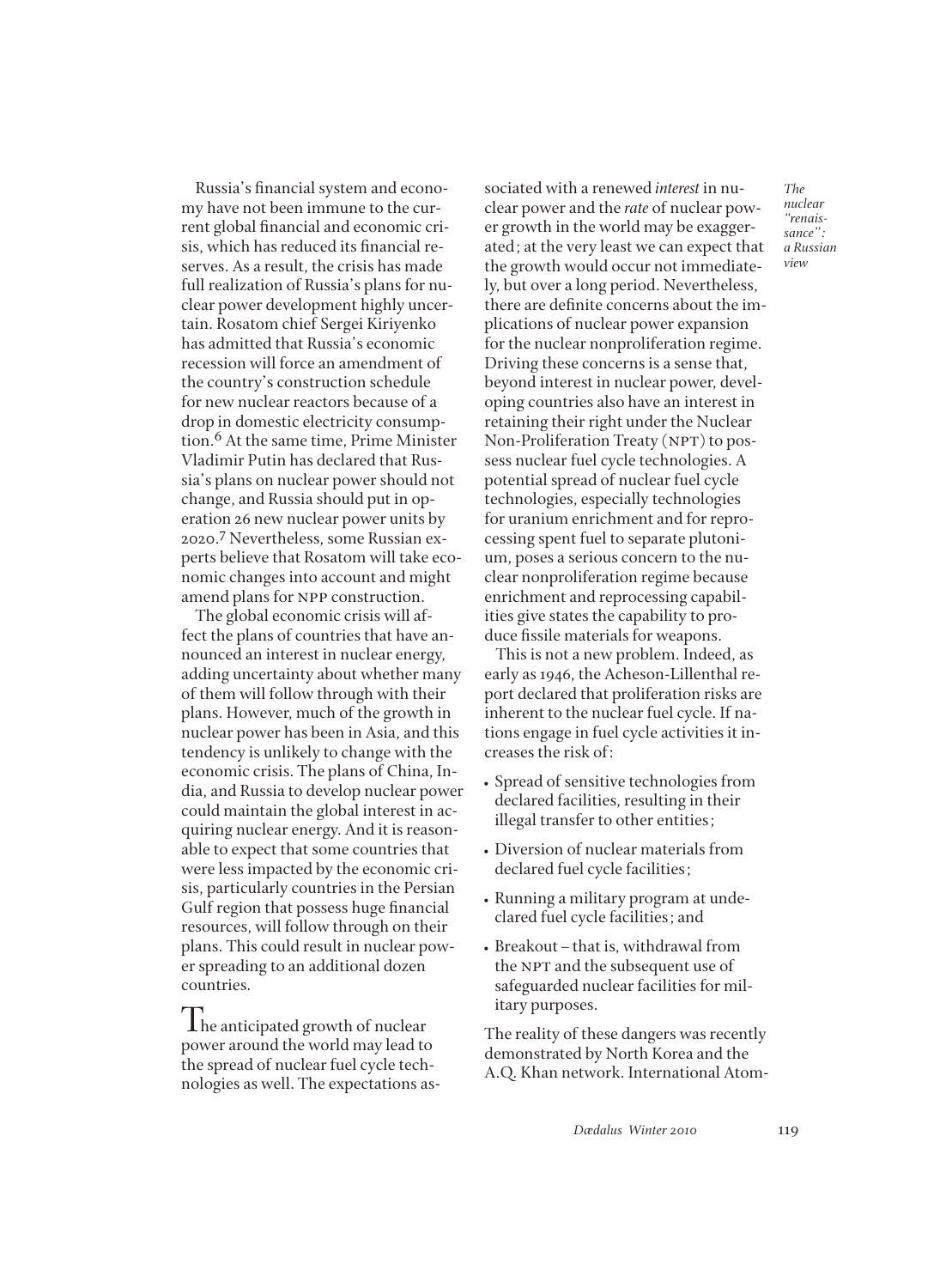Russia's financial system and economy have not been immune to the current global financial and economic crisis, which has reduced its financial reserves. As a result, the crisis has made full realization of Russia's plans for nuclear power development highly uncertain. Rosatom chief Sergei Kiriyenko has admitted that Russia's economic recession will force an amendment of the country's construction schedule for new nuclear reactors because of a drop in domestic electricity consumption.[6] At the same time, Prime Minister Vladimir Putin has declared that Russia's plans on nuclear power should not change, and Russia should put in operation 26 new nuclear power units by 2020.[7] Nevertheless, some Russian experts believe that Rosatom will take economic changes into account and might amend plans for NPP construction.

The global economic crisis will affect the plans of countries that have announced an interest in nuclear energy, adding uncertainty about whether many of them will follow through with their plans. However, much of the growth in nuclear power has been in Asia, and this tendency is unlikely to change with the economic crisis. The plans of China, India, and Russia to develop nuclear power could maintain the global interest in acquiring nuclear energy. And it is reasonable to expect that some countries that were less impacted by the economic crisis, particularly countries in the Persian Gulf region that possess huge financial resources, will follow through on their plans. This could result in nuclear power spreading to an additional dozen countries.

The anticipated growth of nuclear power around the world may lead to the spread of nuclear fuel cycle technologies as well. The expectations associated with a renewed *interest* in nuclear power and the *rate* of nuclear power growth in the world may be exaggerated; at the very least we can expect that the growth would occur not immediately, but over a long period. Nevertheless, there are definite concerns about the implications of nuclear power expansion for the nuclear nonproliferation regime. Driving these concerns is a sense that, beyond interest in nuclear power, developing countries also have an interest in retaining their right under the Nuclear Non-Proliferation Treaty (NPT) to possess nuclear fuel cycle technologies. A potential spread of nuclear fuel cycle technologies, especially technologies for uranium enrichment and for reprocessing spent fuel to separate plutonium, poses a serious concern to the nuclear nonproliferation regime because enrichment and reprocessing capabilities give states the capability to produce fissile materials for weapons.

This is not a new problem. Indeed, as early as 1946, the Acheson-Lillenthal report declared that proliferation risks are inherent to the nuclear fuel cycle. If nations engage in fuel cycle activities it increases the risk of:

- Spread of sensitive technologies from declared facilities, resulting in their illegal transfer to other entities;
- Diversion of nuclear materials from declared fuel cycle facilities;
- Running a military program at undeclared fuel cycle facilities; and
- Breakout – that is, withdrawal from the NPT and the subsequent use of safeguarded nuclear facilities for military purposes.

The reality of these dangers was recently demonstrated by North Korea and the A.Q. Khan network. International Atom-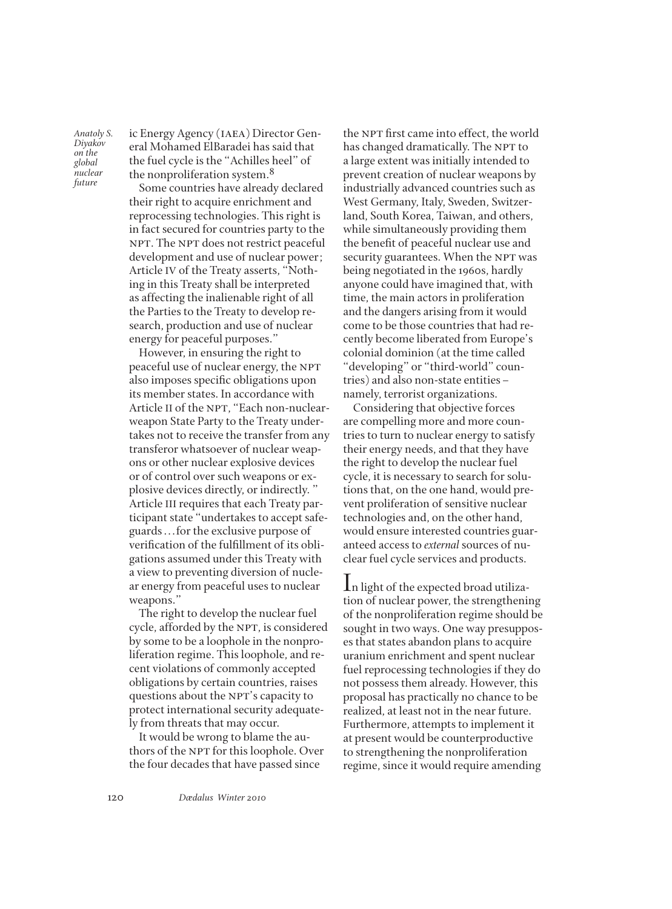ic Energy Agency (IAEA) Director General Mohamed ElBaradei has said that the fuel cycle is the "Achilles heel" of the nonproliferation system.[8]

Some countries have already declared their right to acquire enrichment and reprocessing technologies. This right is in fact secured for countries party to the NPT. The NPT does not restrict peaceful development and use of nuclear power; Article IV of the Treaty asserts, "Nothing in this Treaty shall be interpreted as affecting the inalienable right of all the Parties to the Treaty to develop research, production and use of nuclear energy for peaceful purposes."

However, in ensuring the right to peaceful use of nuclear energy, the NPT also imposes specific obligations upon its member states. In accordance with Article II of the NPT, "Each non-nuclear-weapon State Party to the Treaty undertakes not to receive the transfer from any transferor whatsoever of nuclear weapons or other nuclear explosive devices or of control over such weapons or explosive devices directly, or indirectly." Article III requires that each Treaty participant state "undertakes to accept safeguards . . . for the exclusive purpose of verification of the fulfillment of its obligations assumed under this Treaty with a view to preventing diversion of nuclear energy from peaceful uses to nuclear weapons."

The right to develop the nuclear fuel cycle, afforded by the NPT, is considered by some to be a loophole in the nonproliferation regime. This loophole, and recent violations of commonly accepted obligations by certain countries, raises questions about the NPT's capacity to protect international security adequately from threats that may occur.

It would be wrong to blame the authors of the NPT for this loophole. Over the four decades that have passed since the NPT first came into effect, the world has changed dramatically. The NPT to a large extent was initially intended to prevent creation of nuclear weapons by industrially advanced countries such as West Germany, Italy, Sweden, Switzerland, South Korea, Taiwan, and others, while simultaneously providing them the benefit of peaceful nuclear use and security guarantees. When the NPT was being negotiated in the 1960s, hardly anyone could have imagined that, with time, the main actors in proliferation and the dangers arising from it would come to be those countries that had recently become liberated from Europe's colonial dominion (at the time called "developing" or "third-world" countries) and also non-state entities – namely, terrorist organizations.

Considering that objective forces are compelling more and more countries to turn to nuclear energy to satisfy their energy needs, and that they have the right to develop the nuclear fuel cycle, it is necessary to search for solutions that, on the one hand, would prevent proliferation of sensitive nuclear technologies and, on the other hand, would ensure interested countries guaranteed access to *external* sources of nuclear fuel cycle services and products.

In light of the expected broad utilization of nuclear power, the strengthening of the nonproliferation regime should be sought in two ways. One way presupposes that states abandon plans to acquire uranium enrichment and spent nuclear fuel reprocessing technologies if they do not possess them already. However, this proposal has practically no chance to be realized, at least not in the near future. Furthermore, attempts to implement it at present would be counterproductive to strengthening the nonproliferation regime, since it would require amending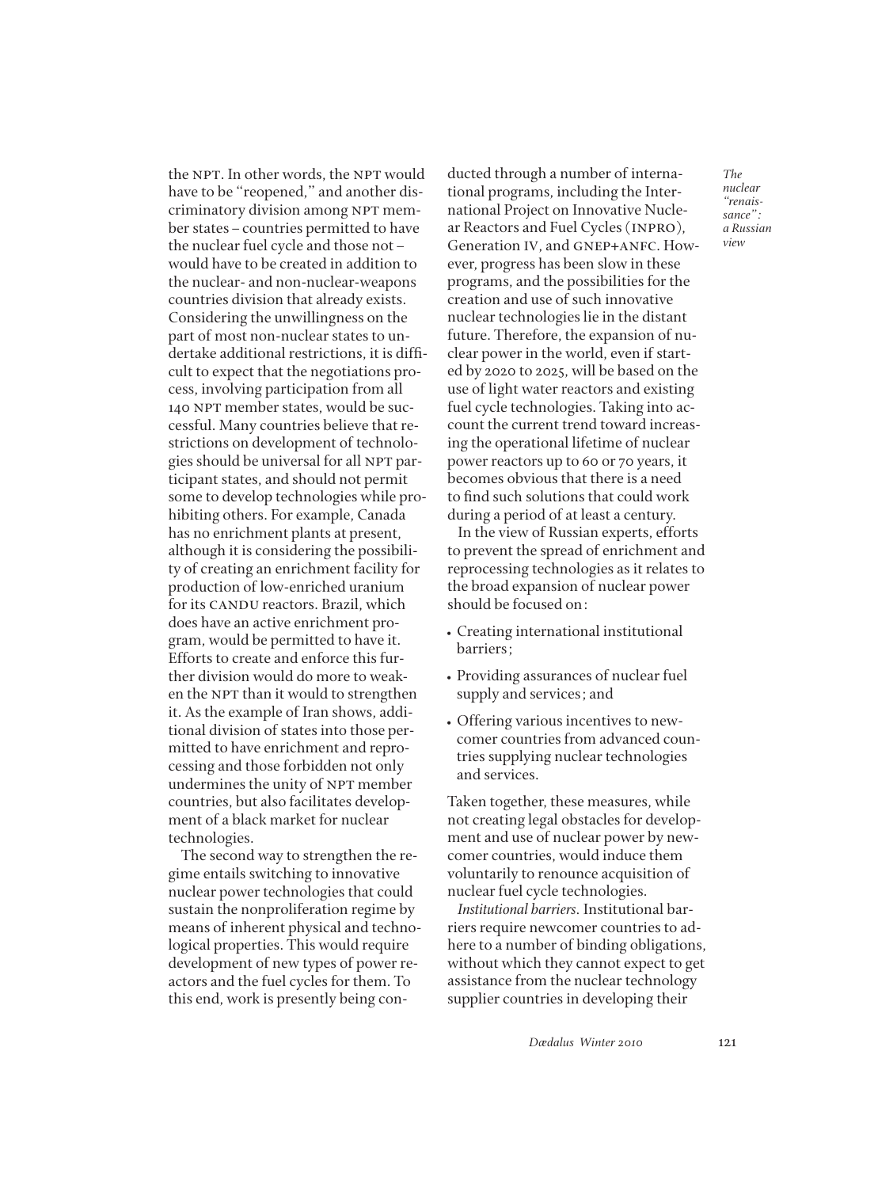the NPT. In other words, the NPT would have to be "reopened," and another discriminatory division among NPT member states – countries permitted to have the nuclear fuel cycle and those not – would have to be created in addition to the nuclear- and non-nuclear-weapons countries division that already exists. Considering the unwillingness on the part of most non-nuclear states to undertake additional restrictions, it is difficult to expect that the negotiations process, involving participation from all 140 NPT member states, would be successful. Many countries believe that restrictions on development of technologies should be universal for all NPT participant states, and should not permit some to develop technologies while prohibiting others. For example, Canada has no enrichment plants at present, although it is considering the possibility of creating an enrichment facility for production of low-enriched uranium for its CANDU reactors. Brazil, which does have an active enrichment program, would be permitted to have it. Efforts to create and enforce this further division would do more to weaken the NPT than it would to strengthen it. As the example of Iran shows, additional division of states into those permitted to have enrichment and reprocessing and those forbidden not only undermines the unity of NPT member countries, but also facilitates development of a black market for nuclear technologies.

The second way to strengthen the regime entails switching to innovative nuclear power technologies that could sustain the nonproliferation regime by means of inherent physical and technological properties. This would require development of new types of power reactors and the fuel cycles for them. To this end, work is presently being conducted through a number of international programs, including the International Project on Innovative Nuclear Reactors and Fuel Cycles (INPRO), Generation IV, and GNEP+ANFC. However, progress has been slow in these programs, and the possibilities for the creation and use of such innovative nuclear technologies lie in the distant future. Therefore, the expansion of nuclear power in the world, even if started by 2020 to 2025, will be based on the use of light water reactors and existing fuel cycle technologies. Taking into account the current trend toward increasing the operational lifetime of nuclear power reactors up to 60 or 70 years, it becomes obvious that there is a need to find such solutions that could work during a period of at least a century.

In the view of Russian experts, efforts to prevent the spread of enrichment and reprocessing technologies as it relates to the broad expansion of nuclear power should be focused on:

- Creating international institutional barriers;
- Providing assurances of nuclear fuel supply and services; and
- Offering various incentives to newcomer countries from advanced countries supplying nuclear technologies and services.

Taken together, these measures, while not creating legal obstacles for development and use of nuclear power by newcomer countries, would induce them voluntarily to renounce acquisition of nuclear fuel cycle technologies.

*Institutional barriers*. Institutional barriers require newcomer countries to adhere to a number of binding obligations, without which they cannot expect to get assistance from the nuclear technology supplier countries in developing their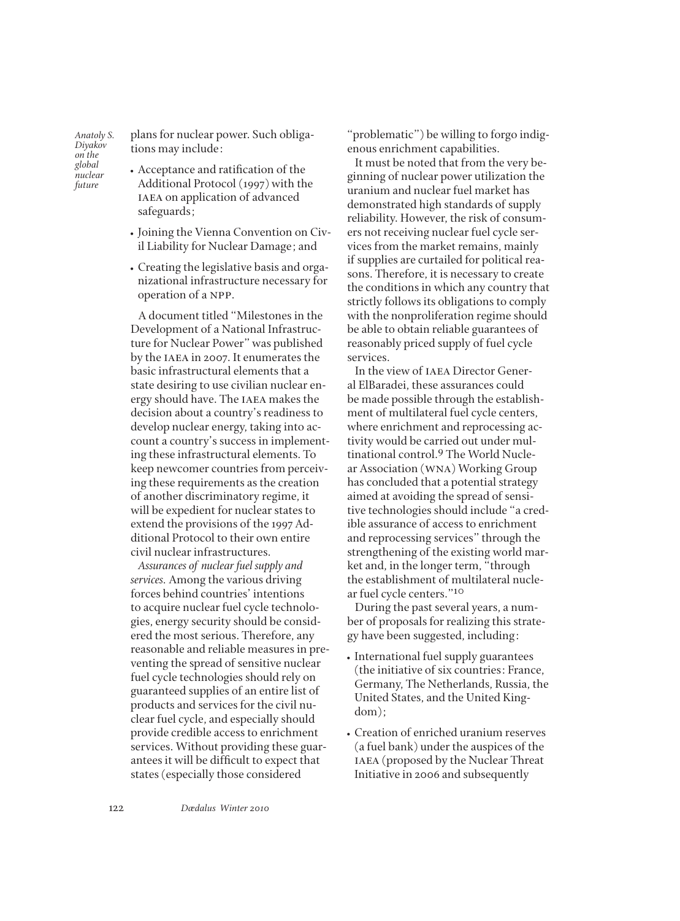plans for nuclear power. Such obligations may include:

- Acceptance and ratification of the Additional Protocol (1997) with the IAEA on application of advanced safeguards;
- Joining the Vienna Convention on Civil Liability for Nuclear Damage; and
- Creating the legislative basis and organizational infrastructure necessary for operation of a NPP.

A document titled "Milestones in the Development of a National Infrastructure for Nuclear Power" was published by the IAEA in 2007. It enumerates the basic infrastructural elements that a state desiring to use civilian nuclear energy should have. The IAEA makes the decision about a country's readiness to develop nuclear energy, taking into account a country's success in implementing these infrastructural elements. To keep newcomer countries from perceiving these requirements as the creation of another discriminatory regime, it will be expedient for nuclear states to extend the provisions of the 1997 Additional Protocol to their own entire civil nuclear infrastructures.

*Assurances of nuclear fuel supply and services.* Among the various driving forces behind countries' intentions to acquire nuclear fuel cycle technologies, energy security should be considered the most serious. Therefore, any reasonable and reliable measures in preventing the spread of sensitive nuclear fuel cycle technologies should rely on guaranteed supplies of an entire list of products and services for the civil nuclear fuel cycle, and especially should provide credible access to enrichment services. Without providing these guarantees it will be difficult to expect that states (especially those considered "problematic") be willing to forgo indigenous enrichment capabilities.

It must be noted that from the very beginning of nuclear power utilization the uranium and nuclear fuel market has demonstrated high standards of supply reliability. However, the risk of consumers not receiving nuclear fuel cycle services from the market remains, mainly if supplies are curtailed for political reasons. Therefore, it is necessary to create the conditions in which any country that strictly follows its obligations to comply with the nonproliferation regime should be able to obtain reliable guarantees of reasonably priced supply of fuel cycle services.

In the view of IAEA Director General ElBaradei, these assurances could be made possible through the establishment of multilateral fuel cycle centers, where enrichment and reprocessing activity would be carried out under multinational control.[9] The World Nuclear Association (WNA) Working Group has concluded that a potential strategy aimed at avoiding the spread of sensitive technologies should include "a credible assurance of access to enrichment and reprocessing services" through the strengthening of the existing world market and, in the longer term, "through the establishment of multilateral nuclear fuel cycle centers."[10]

During the past several years, a number of proposals for realizing this strategy have been suggested, including:

- International fuel supply guarantees (the initiative of six countries: France, Germany, The Netherlands, Russia, the United States, and the United Kingdom);
- Creation of enriched uranium reserves (a fuel bank) under the auspices of the IAEA (proposed by the Nuclear Threat Initiative in 2006 and subsequently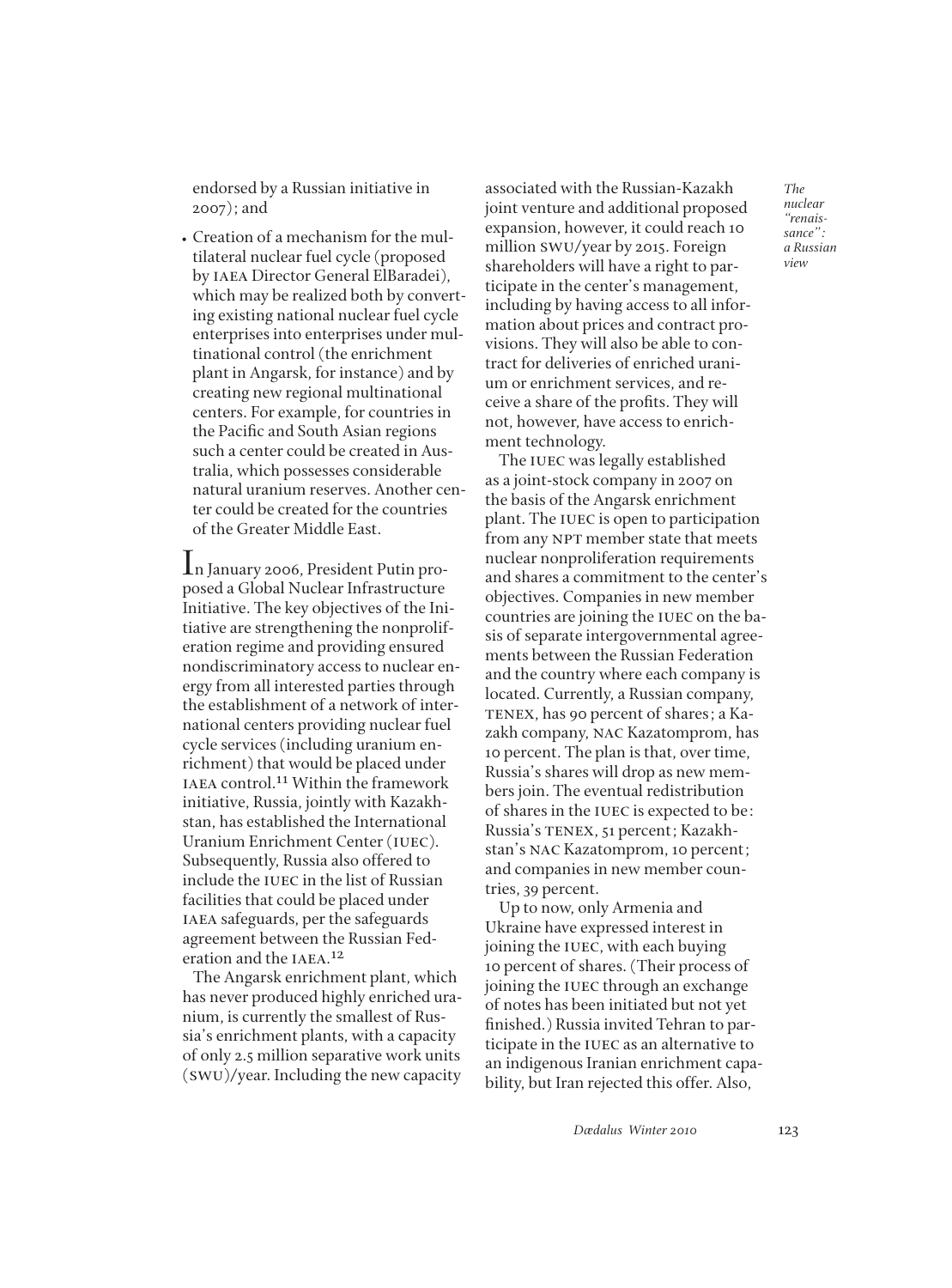endorsed by a Russian initiative in 2007); and

- Creation of a mechanism for the multilateral nuclear fuel cycle (proposed by IAEA Director General ElBaradei), which may be realized both by converting existing national nuclear fuel cycle enterprises into enterprises under multinational control (the enrichment plant in Angarsk, for instance) and by creating new regional multinational centers. For example, for countries in the Pacific and South Asian regions such a center could be created in Australia, which possesses considerable natural uranium reserves. Another center could be created for the countries of the Greater Middle East.

In January 2006, President Putin proposed a Global Nuclear Infrastructure Initiative. The key objectives of the Initiative are strengthening the nonproliferation regime and providing ensured nondiscriminatory access to nuclear energy from all interested parties through the establishment of a network of international centers providing nuclear fuel cycle services (including uranium enrichment) that would be placed under IAEA control.[11] Within the framework initiative, Russia, jointly with Kazakhstan, has established the International Uranium Enrichment Center (IUEC). Subsequently, Russia also offered to include the IUEC in the list of Russian facilities that could be placed under IAEA safeguards, per the safeguards agreement between the Russian Federation and the IAEA.[12]

The Angarsk enrichment plant, which has never produced highly enriched uranium, is currently the smallest of Russia's enrichment plants, with a capacity of only 2.5 million separative work units (SWU)/year. Including the new capacity associated with the Russian-Kazakh joint venture and additional proposed expansion, however, it could reach 10 million SWU/year by 2015. Foreign shareholders will have a right to participate in the center's management, including by having access to all information about prices and contract provisions. They will also be able to contract for deliveries of enriched uranium or enrichment services, and receive a share of the profits. They will not, however, have access to enrichment technology.

The IUEC was legally established as a joint-stock company in 2007 on the basis of the Angarsk enrichment plant. The IUEC is open to participation from any NPT member state that meets nuclear nonproliferation requirements and shares a commitment to the center's objectives. Companies in new member countries are joining the IUEC on the basis of separate intergovernmental agreements between the Russian Federation and the country where each company is located. Currently, a Russian company, TENEX, has 90 percent of shares; a Kazakh company, NAC Kazatomprom, has 10 percent. The plan is that, over time, Russia's shares will drop as new members join. The eventual redistribution of shares in the IUEC is expected to be: Russia's TENEX, 51 percent; Kazakhstan's NAC Kazatomprom, 10 percent; and companies in new member countries, 39 percent.

Up to now, only Armenia and Ukraine have expressed interest in joining the IUEC, with each buying 10 percent of shares. (Their process of joining the IUEC through an exchange of notes has been initiated but not yet finished.) Russia invited Tehran to participate in the IUEC as an alternative to an indigenous Iranian enrichment capability, but Iran rejected this offer. Also,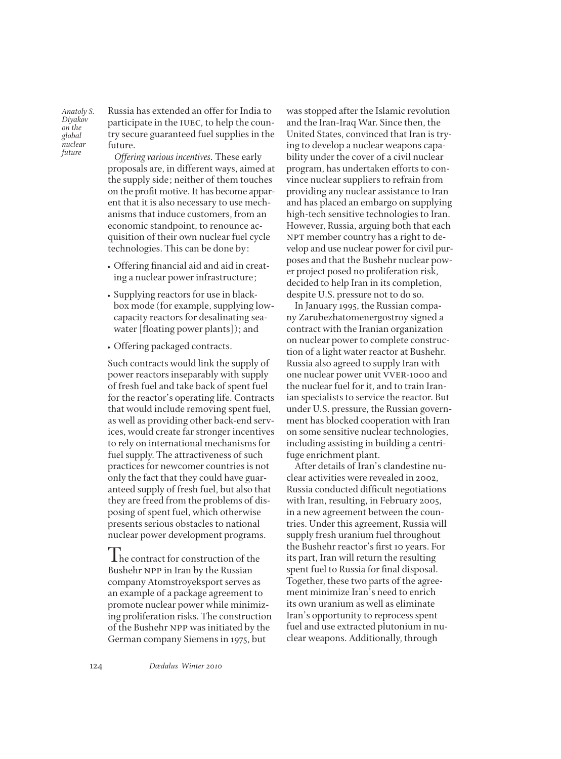Russia has extended an offer for India to participate in the IUEC, to help the country secure guaranteed fuel supplies in the future.

*Offering various incentives.* These early proposals are, in different ways, aimed at the supply side; neither of them touches on the profit motive. It has become apparent that it is also necessary to use mechanisms that induce customers, from an economic standpoint, to renounce acquisition of their own nuclear fuel cycle technologies. This can be done by:

- Offering financial aid and aid in creating a nuclear power infrastructure;
- Supplying reactors for use in black-box mode (for example, supplying low-capacity reactors for desalinating seawater [floating power plants]); and
- Offering packaged contracts.

Such contracts would link the supply of power reactors inseparably with supply of fresh fuel and take back of spent fuel for the reactor's operating life. Contracts that would include removing spent fuel, as well as providing other back-end services, would create far stronger incentives to rely on international mechanisms for fuel supply. The attractiveness of such practices for newcomer countries is not only the fact that they could have guaranteed supply of fresh fuel, but also that they are freed from the problems of disposing of spent fuel, which otherwise presents serious obstacles to national nuclear power development programs.

The contract for construction of the Bushehr NPP in Iran by the Russian company Atomstroyeksport serves as an example of a package agreement to promote nuclear power while minimizing proliferation risks. The construction of the Bushehr NPP was initiated by the German company Siemens in 1975, but was stopped after the Islamic revolution and the Iran-Iraq War. Since then, the United States, convinced that Iran is trying to develop a nuclear weapons capability under the cover of a civil nuclear program, has undertaken efforts to convince nuclear suppliers to refrain from providing any nuclear assistance to Iran and has placed an embargo on supplying high-tech sensitive technologies to Iran. However, Russia, arguing both that each NPT member country has a right to develop and use nuclear power for civil purposes and that the Bushehr nuclear power project posed no proliferation risk, decided to help Iran in its completion, despite U.S. pressure not to do so.

In January 1995, the Russian company Zarubezhatomenergostroy signed a contract with the Iranian organization on nuclear power to complete construction of a light water reactor at Bushehr. Russia also agreed to supply Iran with one nuclear power unit VVER-1000 and the nuclear fuel for it, and to train Iranian specialists to service the reactor. But under U.S. pressure, the Russian government has blocked cooperation with Iran on some sensitive nuclear technologies, including assisting in building a centrifuge enrichment plant.

After details of Iran's clandestine nuclear activities were revealed in 2002, Russia conducted difficult negotiations with Iran, resulting, in February 2005, in a new agreement between the countries. Under this agreement, Russia will supply fresh uranium fuel throughout the Bushehr reactor's first 10 years. For its part, Iran will return the resulting spent fuel to Russia for final disposal. Together, these two parts of the agreement minimize Iran's need to enrich its own uranium as well as eliminate Iran's opportunity to reprocess spent fuel and use extracted plutonium in nuclear weapons. Additionally, through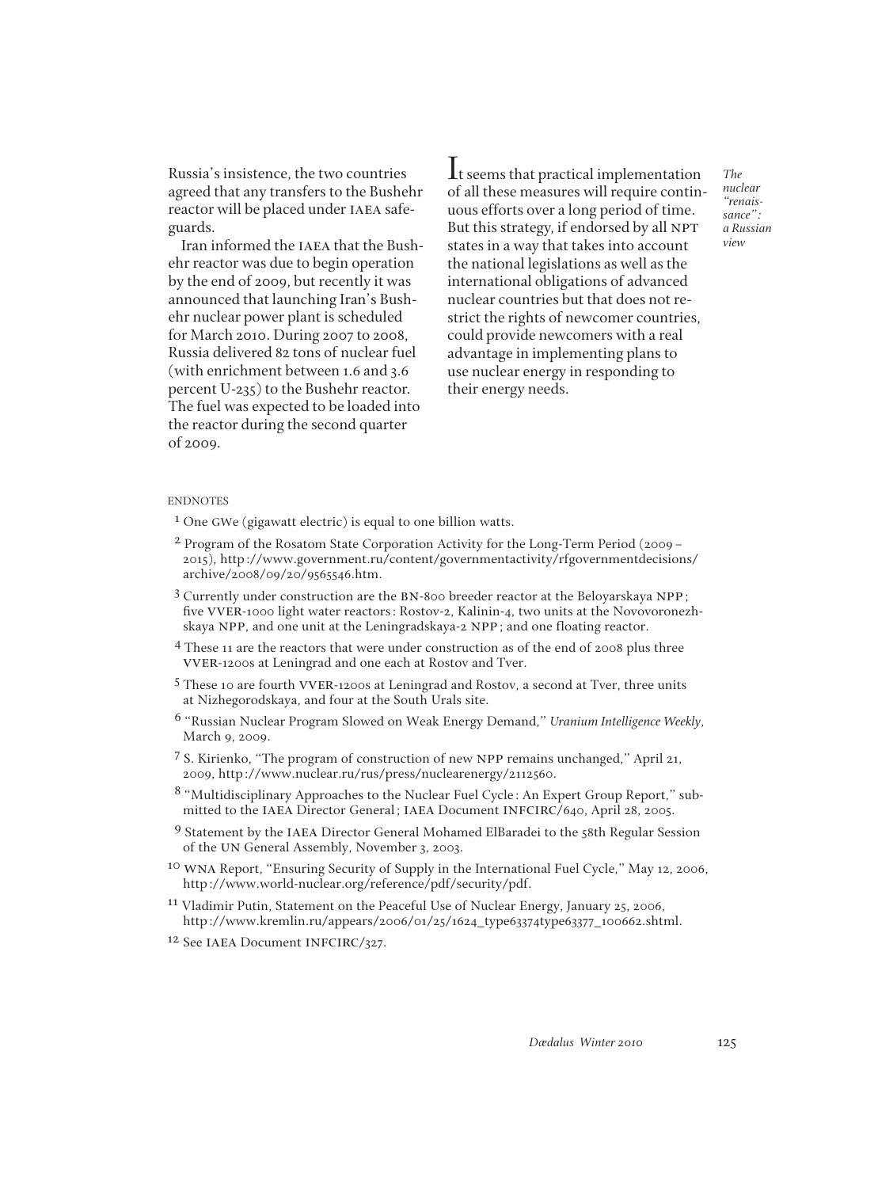Russia's insistence, the two countries agreed that any transfers to the Bushehr reactor will be placed under IAEA safeguards.

Iran informed the IAEA that the Bushehr reactor was due to begin operation by the end of 2009, but recently it was announced that launching Iran's Bushehr nuclear power plant is scheduled for March 2010. During 2007 to 2008, Russia delivered 82 tons of nuclear fuel (with enrichment between 1.6 and 3.6 percent U-235) to the Bushehr reactor. The fuel was expected to be loaded into the reactor during the second quarter of 2009.

It seems that practical implementation of all these measures will require continuous efforts over a long period of time. But this strategy, if endorsed by all NPT states in a way that takes into account the national legislations as well as the international obligations of advanced nuclear countries but that does not restrict the rights of newcomer countries, could provide newcomers with a real advantage in implementing plans to use nuclear energy in responding to their energy needs.

## ENDNOTES

1 One GWe (gigawatt electric) is equal to one billion watts.

2 Program of the Rosatom State Corporation Activity for the Long-Term Period (2009 – 2015), http://www.government.ru/content/governmentactivity/rfgovernmentdecisions/archive/2008/09/20/9565546.htm.

3 Currently under construction are the BN-800 breeder reactor at the Beloyarskaya NPP; five VVER-1000 light water reactors: Rostov-2, Kalinin-4, two units at the Novovoronezhskaya NPP, and one unit at the Leningradskaya-2 NPP; and one floating reactor.

4 These 11 are the reactors that were under construction as of the end of 2008 plus three VVER-1200s at Leningrad and one each at Rostov and Tver.

5 These 10 are fourth VVER-1200s at Leningrad and Rostov, a second at Tver, three units at Nizhegorodskaya, and four at the South Urals site.

6 "Russian Nuclear Program Slowed on Weak Energy Demand," *Uranium Intelligence Weekly*, March 9, 2009.

7 S. Kirienko, "The program of construction of new NPP remains unchanged," April 21, 2009, http://www.nuclear.ru/rus/press/nuclearenergy/2112560.

8 "Multidisciplinary Approaches to the Nuclear Fuel Cycle: An Expert Group Report," submitted to the IAEA Director General; IAEA Document INFCIRC/640, April 28, 2005.

9 Statement by the IAEA Director General Mohamed ElBaradei to the 58th Regular Session of the UN General Assembly, November 3, 2003.

10 WNA Report, "Ensuring Security of Supply in the International Fuel Cycle," May 12, 2006, http://www.world-nuclear.org/reference/pdf/security/pdf.

11 Vladimir Putin, Statement on the Peaceful Use of Nuclear Energy, January 25, 2006, http://www.kremlin.ru/appears/2006/01/25/1624_type63374type63377_100662.shtml.

12 See IAEA Document INFCIRC/327.